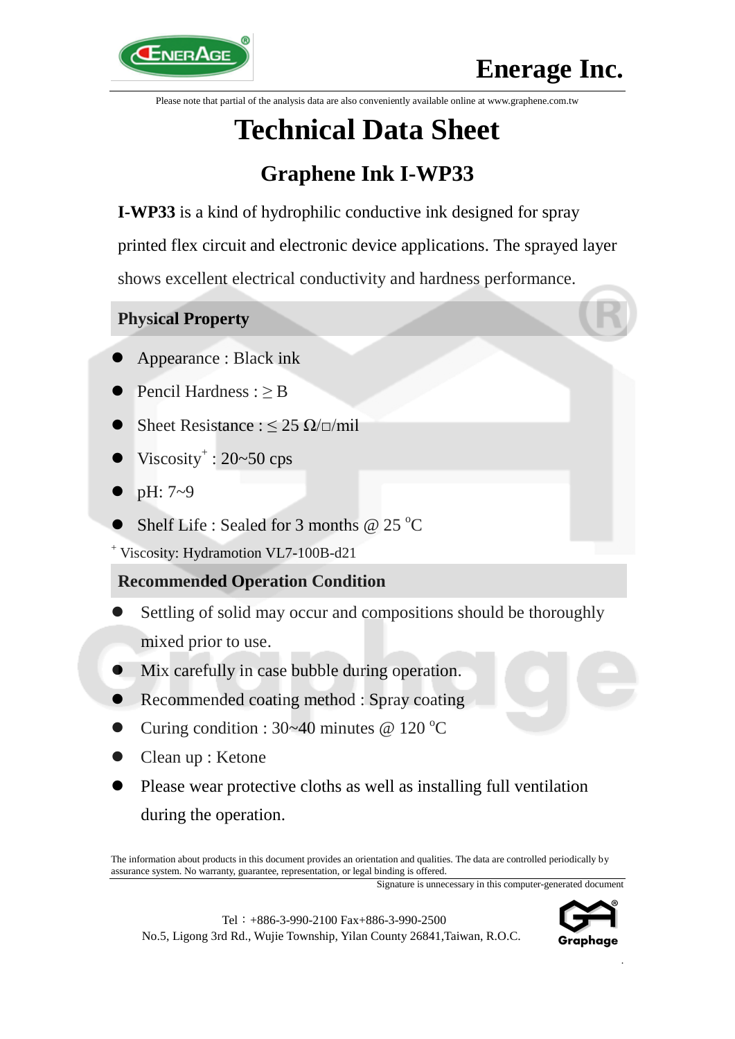Please note that partial of the analysis data are also conveniently available online at www.graphene.com.tw

# Technical Data Sheet

## Graphene Ink I-WP33

**I-WP33** is a kind of hydrophilic conductive ink designed for spray printed flex circuit and electronic device applications. The sprayed layer shows excellent electrical conductivity and hardness performance.

### Physical Property

- Appearance : Black ink
- Pencil Hardness : ≥ B
- Sheet Resistance : ≤ 25 Ω/□/mil
- Viscosity[+] : 20~50 cps
- pH: 7~9
- Shelf Life : Sealed for 3 months @ 25 °C

[+] Viscosity: Hydramotion VL7-100B-d21

### Recommended Operation Condition

- Settling of solid may occur and compositions should be thoroughly mixed prior to use.
- Mix carefully in case bubble during operation.
- Recommended coating method : Spray coating
- Curing condition : 30~40 minutes @ 120 °C
- Clean up : Ketone
- Please wear protective cloths as well as installing full ventilation during the operation.

The information about products in this document provides an orientation and qualities. The data are controlled periodically by assurance system. No warranty, guarantee, representation, or legal binding is offered.

Signature is unnecessary in this computer-generated document

Tel：+886-3-990-2100 Fax+886-3-990-2500
No.5, Ligong 3rd Rd., Wujie Township, Yilan County 26841,Taiwan, R.O.C.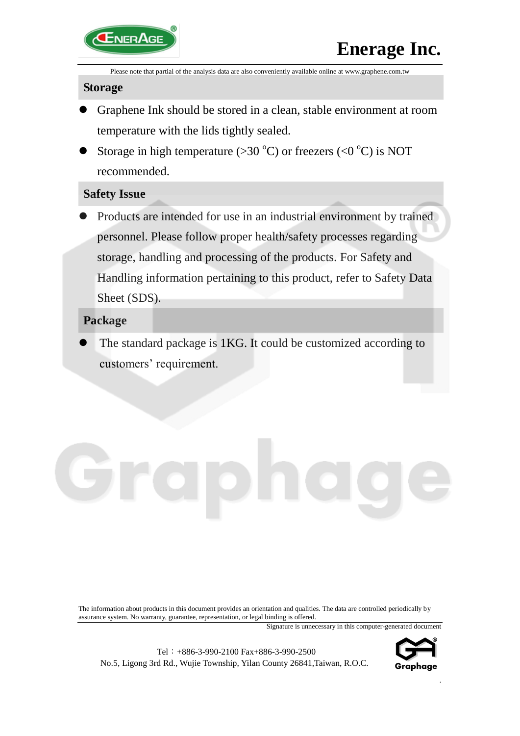Please note that partial of the analysis data are also conveniently available online at www.graphene.com.tw

## Storage

- Graphene Ink should be stored in a clean, stable environment at room temperature with the lids tightly sealed.
- Storage in high temperature (>30 $^{o}$C) or freezers (<0 $^{o}$C) is NOT recommended.

## Safety Issue

- Products are intended for use in an industrial environment by trained personnel. Please follow proper health/safety processes regarding storage, handling and processing of the products. For Safety and Handling information pertaining to this product, refer to Safety Data Sheet (SDS).

## Package

- The standard package is 1KG. It could be customized according to customers' requirement.

The information about products in this document provides an orientation and qualities. The data are controlled periodically by assurance system. No warranty, guarantee, representation, or legal binding is offered.

Signature is unnecessary in this computer-generated document

Tel：+886-3-990-2100 Fax+886-3-990-2500
No.5, Ligong 3rd Rd., Wujie Township, Yilan County 26841,Taiwan, R.O.C.